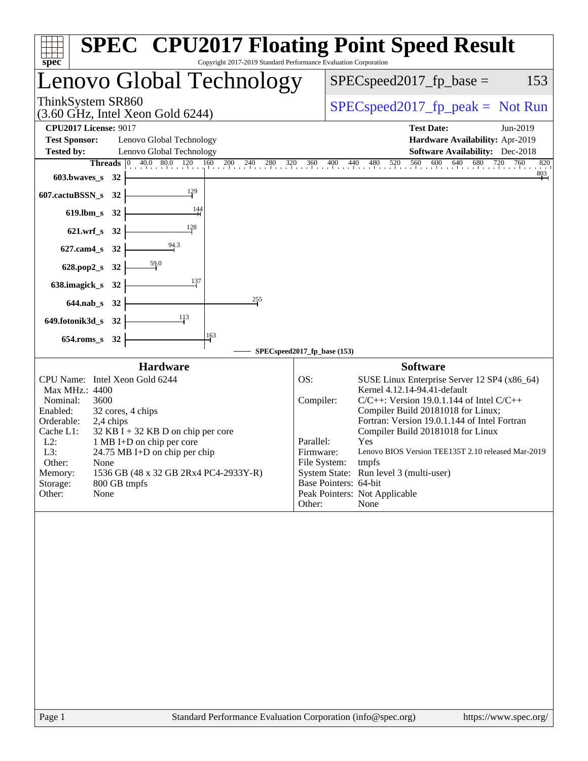# SPEC CPU2017 Floating Point Speed Result

Copyright 2017-2019 Standard Performance Evaluation Corporation

## Lenovo Global Technology

ThinkSystem SR860
(3.60 GHz, Intel Xeon Gold 6244)

SPECspeed2017_fp_base = 153

SPECspeed2017_fp_peak = Not Run

**CPU2017 License:** 9017
**Test Sponsor:** Lenovo Global Technology
**Tested by:** Lenovo Global Technology

**Test Date:** Jun-2019
**Hardware Availability:** Apr-2019
**Software Availability:** Dec-2018

| Benchmark | Threads | SPECspeed2017_fp_base |
|---|---|---|
| 603.bwaves_s | 32 | 803 |
| 607.cactuBSSN_s | 32 | 129 |
| 619.lbm_s | 32 | 144 |
| 621.wrf_s | 32 | 128 |
| 627.cam4_s | 32 | 94.3 |
| 628.pop2_s | 32 | 59.0 |
| 638.imagick_s | 32 | 137 |
| 644.nab_s | 32 | 255 |
| 649.fotonik3d_s | 32 | 113 |
| 654.roms_s | 32 | 163 |

SPECspeed2017_fp_base (153)

### Hardware

| | |
|---|---|
| CPU Name: | Intel Xeon Gold 6244 |
| Max MHz.: | 4400 |
| Nominal: | 3600 |
| Enabled: | 32 cores, 4 chips |
| Orderable: | 2,4 chips |
| Cache L1: | 32 KB I + 32 KB D on chip per core |
| L2: | 1 MB I+D on chip per core |
| L3: | 24.75 MB I+D on chip per chip |
| Other: | None |
| Memory: | 1536 GB (48 x 32 GB 2Rx4 PC4-2933Y-R) |
| Storage: | 800 GB tmpfs |
| Other: | None |

### Software

| | |
|---|---|
| OS: | SUSE Linux Enterprise Server 12 SP4 (x86_64) Kernel 4.12.14-94.41-default |
| Compiler: | C/C++: Version 19.0.1.144 of Intel C/C++ Compiler Build 20181018 for Linux; Fortran: Version 19.0.1.144 of Intel Fortran Compiler Build 20181018 for Linux |
| Parallel: | Yes |
| Firmware: | Lenovo BIOS Version TEE135T 2.10 released Mar-2019 |
| File System: | tmpfs |
| System State: | Run level 3 (multi-user) |
| Base Pointers: | 64-bit |
| Peak Pointers: | Not Applicable |
| Other: | None |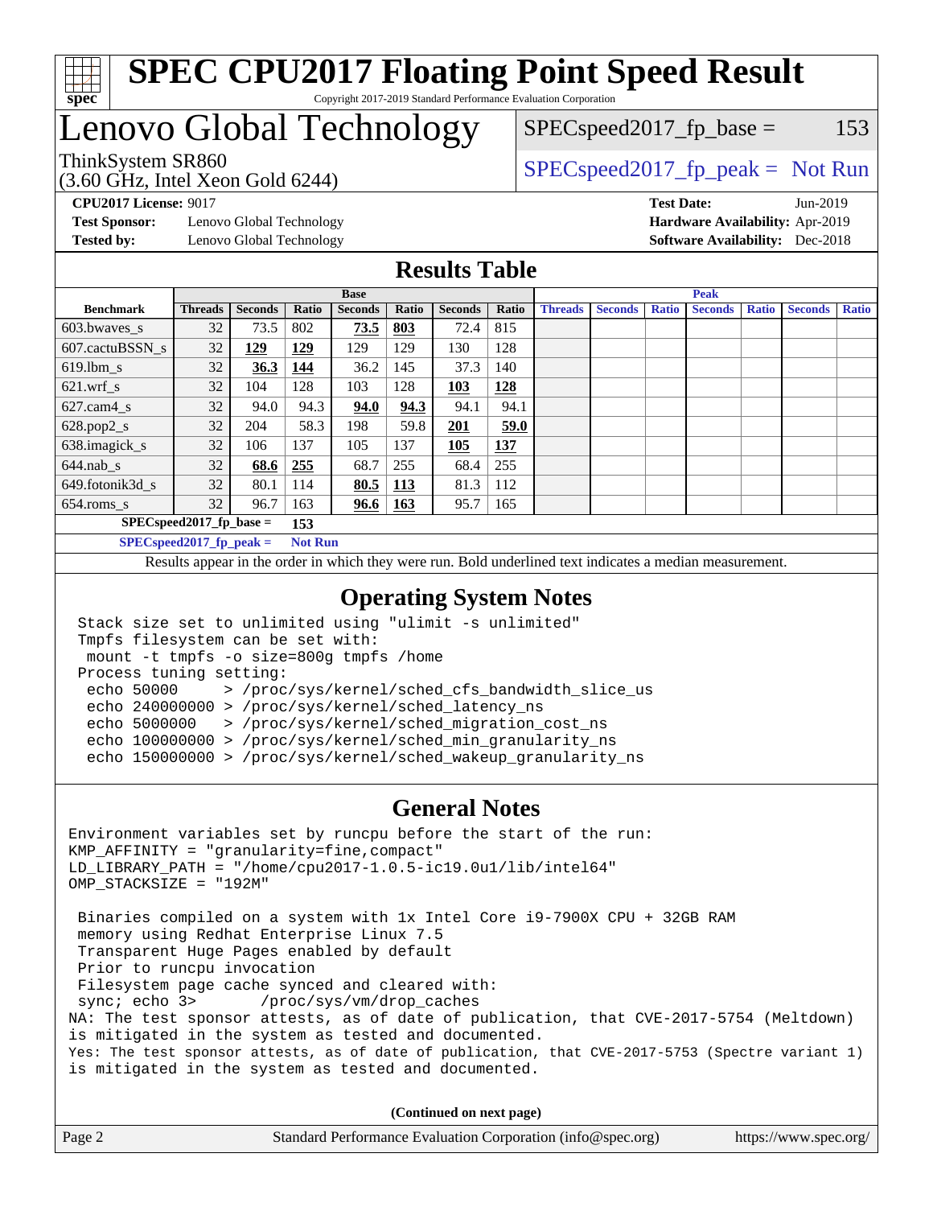# SPEC CPU2017 Floating Point Speed Result

Copyright 2017-2019 Standard Performance Evaluation Corporation

# Lenovo Global Technology

ThinkSystem SR860
(3.60 GHz, Intel Xeon Gold 6244)

SPECspeed2017_fp_base = 153

SPECspeed2017_fp_peak = Not Run

**CPU2017 License:** 9017
**Test Sponsor:** Lenovo Global Technology
**Tested by:** Lenovo Global Technology

**Test Date:** Jun-2019
**Hardware Availability:** Apr-2019
**Software Availability:** Dec-2018

## Results Table

| Benchmark | Base | | | | | | | Peak | | | | | | |
|---|---|---|---|---|---|---|---|---|---|---|---|---|---|---|
| | Threads | Seconds | Ratio | Seconds | Ratio | Seconds | Ratio | Threads | Seconds | Ratio | Seconds | Ratio | Seconds | Ratio |
| 603.bwaves_s | 32 | 73.5 | 802 | **73.5** | **803** | 72.4 | 815 | | | | | | | |
| 607.cactuBSSN_s | 32 | **129** | **129** | 129 | 129 | 130 | 128 | | | | | | | |
| 619.lbm_s | 32 | **36.3** | **144** | 36.2 | 145 | 37.3 | 140 | | | | | | | |
| 621.wrf_s | 32 | 104 | 128 | 103 | 128 | **103** | **128** | | | | | | | |
| 627.cam4_s | 32 | 94.0 | 94.3 | **94.0** | **94.3** | 94.1 | 94.1 | | | | | | | |
| 628.pop2_s | 32 | 204 | 58.3 | 198 | 59.8 | **201** | **59.0** | | | | | | | |
| 638.imagick_s | 32 | 106 | 137 | 105 | 137 | **105** | **137** | | | | | | | |
| 644.nab_s | 32 | **68.6** | **255** | 68.7 | 255 | 68.4 | 255 | | | | | | | |
| 649.fotonik3d_s | 32 | 80.1 | 114 | **80.5** | **113** | 81.3 | 112 | | | | | | | |
| 654.roms_s | 32 | 96.7 | 163 | **96.6** | **163** | 95.7 | 165 | | | | | | | |

**SPECspeed2017_fp_base =** **153**

**SPECspeed2017_fp_peak =** **Not Run**

Results appear in the order in which they were run. Bold underlined text indicates a median measurement.

## Operating System Notes

```
Stack size set to unlimited using "ulimit -s unlimited"
Tmpfs filesystem can be set with:
 mount -t tmpfs -o size=800g tmpfs /home
Process tuning setting:
 echo 50000     > /proc/sys/kernel/sched_cfs_bandwidth_slice_us
 echo 240000000 > /proc/sys/kernel/sched_latency_ns
 echo 5000000   > /proc/sys/kernel/sched_migration_cost_ns
 echo 100000000 > /proc/sys/kernel/sched_min_granularity_ns
 echo 150000000 > /proc/sys/kernel/sched_wakeup_granularity_ns
```

## General Notes

```
Environment variables set by runcpu before the start of the run:
KMP_AFFINITY = "granularity=fine,compact"
LD_LIBRARY_PATH = "/home/cpu2017-1.0.5-ic19.0u1/lib/intel64"
OMP_STACKSIZE = "192M"

 Binaries compiled on a system with 1x Intel Core i9-7900X CPU + 32GB RAM
 memory using Redhat Enterprise Linux 7.5
 Transparent Huge Pages enabled by default
 Prior to runcpu invocation
 Filesystem page cache synced and cleared with:
 sync; echo 3>       /proc/sys/vm/drop_caches
NA: The test sponsor attests, as of date of publication, that CVE-2017-5754 (Meltdown)
is mitigated in the system as tested and documented.
Yes: The test sponsor attests, as of date of publication, that CVE-2017-5753 (Spectre variant 1)
is mitigated in the system as tested and documented.
```

**(Continued on next page)**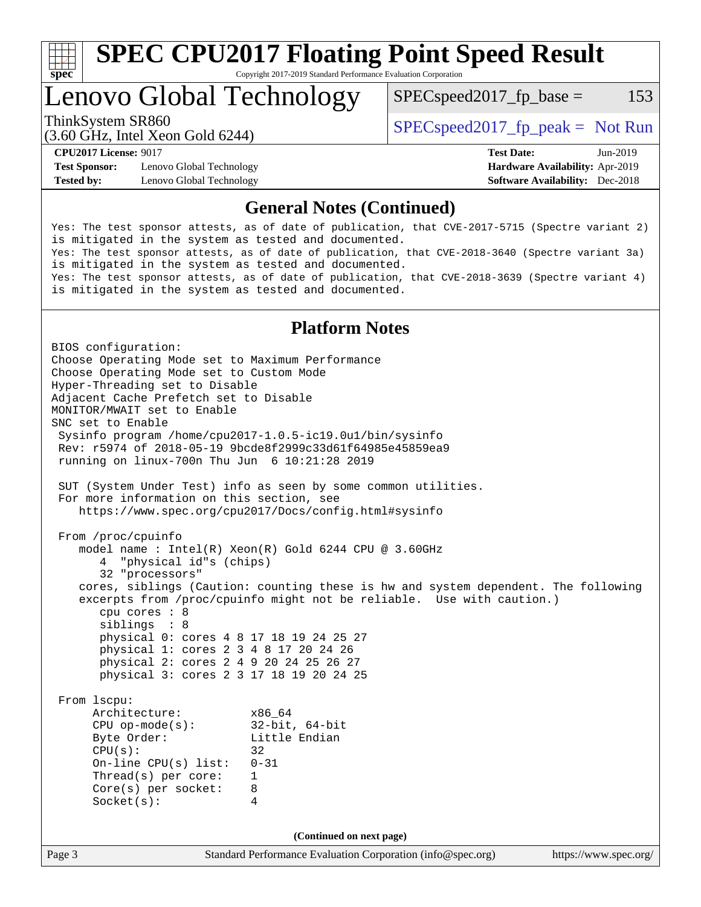# SPEC CPU2017 Floating Point Speed Result

Copyright 2017-2019 Standard Performance Evaluation Corporation

## Lenovo Global Technology

ThinkSystem SR860
(3.60 GHz, Intel Xeon Gold 6244)

SPECspeed2017_fp_base = 153

SPECspeed2017_fp_peak = Not Run

**CPU2017 License:** 9017
**Test Sponsor:** Lenovo Global Technology
**Tested by:** Lenovo Global Technology

**Test Date:** Jun-2019
**Hardware Availability:** Apr-2019
**Software Availability:** Dec-2018

### General Notes (Continued)

```
Yes: The test sponsor attests, as of date of publication, that CVE-2017-5715 (Spectre variant 2)
is mitigated in the system as tested and documented.
Yes: The test sponsor attests, as of date of publication, that CVE-2018-3640 (Spectre variant 3a)
is mitigated in the system as tested and documented.
Yes: The test sponsor attests, as of date of publication, that CVE-2018-3639 (Spectre variant 4)
is mitigated in the system as tested and documented.
```

### Platform Notes

```
BIOS configuration:
Choose Operating Mode set to Maximum Performance
Choose Operating Mode set to Custom Mode
Hyper-Threading set to Disable
Adjacent Cache Prefetch set to Disable
MONITOR/MWAIT set to Enable
SNC set to Enable
 Sysinfo program /home/cpu2017-1.0.5-ic19.0u1/bin/sysinfo
 Rev: r5974 of 2018-05-19 9bcde8f2999c33d61f64985e45859ea9
 running on linux-700n Thu Jun  6 10:21:28 2019

 SUT (System Under Test) info as seen by some common utilities.
 For more information on this section, see
    https://www.spec.org/cpu2017/Docs/config.html#sysinfo

 From /proc/cpuinfo
    model name : Intel(R) Xeon(R) Gold 6244 CPU @ 3.60GHz
       4  "physical id"s (chips)
       32 "processors"
    cores, siblings (Caution: counting these is hw and system dependent. The following
    excerpts from /proc/cpuinfo might not be reliable.  Use with caution.)
       cpu cores : 8
       siblings  : 8
       physical 0: cores 4 8 17 18 19 24 25 27
       physical 1: cores 2 3 4 8 17 20 24 26
       physical 2: cores 2 4 9 20 24 25 26 27
       physical 3: cores 2 3 17 18 19 20 24 25

 From lscpu:
      Architecture:          x86_64
      CPU op-mode(s):        32-bit, 64-bit
      Byte Order:            Little Endian
      CPU(s):                32
      On-line CPU(s) list:   0-31
      Thread(s) per core:    1
      Core(s) per socket:    8
      Socket(s):             4
```

**(Continued on next page)**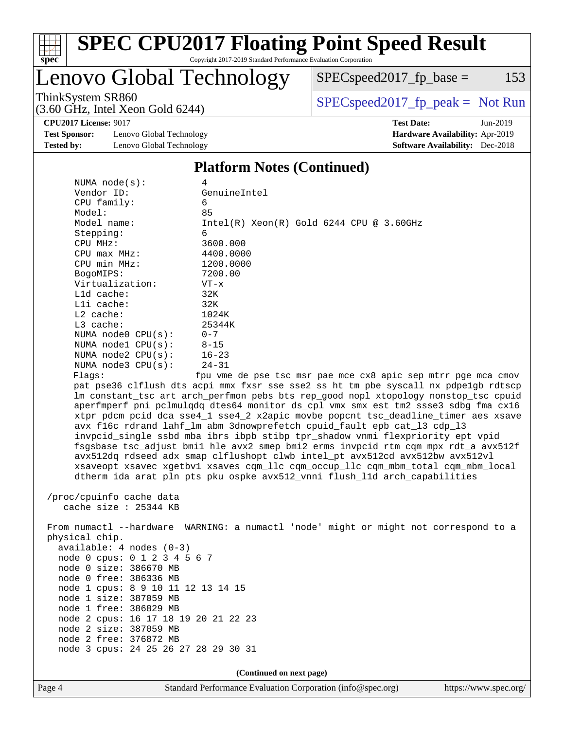# SPEC CPU2017 Floating Point Speed Result

Copyright 2017-2019 Standard Performance Evaluation Corporation

## Lenovo Global Technology

ThinkSystem SR860
(3.60 GHz, Intel Xeon Gold 6244)

SPECspeed2017_fp_base = 153

SPECspeed2017_fp_peak = Not Run

**CPU2017 License:** 9017
**Test Sponsor:** Lenovo Global Technology
**Tested by:** Lenovo Global Technology

**Test Date:** Jun-2019
**Hardware Availability:** Apr-2019
**Software Availability:** Dec-2018

### Platform Notes (Continued)

```
    NUMA node(s):          4
    Vendor ID:             GenuineIntel
    CPU family:            6
    Model:                 85
    Model name:            Intel(R) Xeon(R) Gold 6244 CPU @ 3.60GHz
    Stepping:              6
    CPU MHz:               3600.000
    CPU max MHz:           4400.0000
    CPU min MHz:           1200.0000
    BogoMIPS:              7200.00
    Virtualization:        VT-x
    L1d cache:             32K
    L1i cache:             32K
    L2 cache:              1024K
    L3 cache:              25344K
    NUMA node0 CPU(s):     0-7
    NUMA node1 CPU(s):     8-15
    NUMA node2 CPU(s):     16-23
    NUMA node3 CPU(s):     24-31
    Flags:                 fpu vme de pse tsc msr pae mce cx8 apic sep mtrr pge mca cmov
    pat pse36 clflush dts acpi mmx fxsr sse sse2 ss ht tm pbe syscall nx pdpe1gb rdtscp
    lm constant_tsc art arch_perfmon pebs bts rep_good nopl xtopology nonstop_tsc cpuid
    aperfmperf pni pclmulqdq dtes64 monitor ds_cpl vmx smx est tm2 ssse3 sdbg fma cx16
    xtpr pdcm pcid dca sse4_1 sse4_2 x2apic movbe popcnt tsc_deadline_timer aes xsave
    avx f16c rdrand lahf_lm abm 3dnowprefetch cpuid_fault epb cat_l3 cdp_l3
    invpcid_single ssbd mba ibrs ibpb stibp tpr_shadow vnmi flexpriority ept vpid
    fsgsbase tsc_adjust bmi1 hle avx2 smep bmi2 erms invpcid rtm cqm mpx rdt_a avx512f
    avx512dq rdseed adx smap clflushopt clwb intel_pt avx512cd avx512bw avx512vl
    xsaveopt xsavec xgetbv1 xsaves cqm_llc cqm_occup_llc cqm_mbm_total cqm_mbm_local
    dtherm ida arat pln pts pku ospke avx512_vnni flush_l1d arch_capabilities

 /proc/cpuinfo cache data
    cache size : 25344 KB

 From numactl --hardware  WARNING: a numactl 'node' might or might not correspond to a
 physical chip.
   available: 4 nodes (0-3)
   node 0 cpus: 0 1 2 3 4 5 6 7
   node 0 size: 386670 MB
   node 0 free: 386336 MB
   node 1 cpus: 8 9 10 11 12 13 14 15
   node 1 size: 387059 MB
   node 1 free: 386829 MB
   node 2 cpus: 16 17 18 19 20 21 22 23
   node 2 size: 387059 MB
   node 2 free: 376872 MB
   node 3 cpus: 24 25 26 27 28 29 30 31
```

(Continued on next page)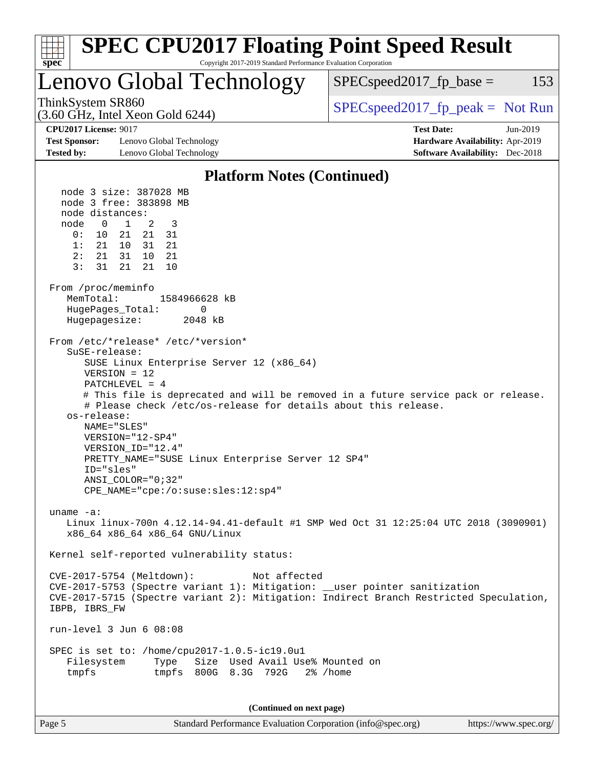# SPEC CPU2017 Floating Point Speed Result

Copyright 2017-2019 Standard Performance Evaluation Corporation

## Lenovo Global Technology

ThinkSystem SR860
(3.60 GHz, Intel Xeon Gold 6244)

SPECspeed2017_fp_base = 153

SPECspeed2017_fp_peak = Not Run

**CPU2017 License:** 9017
**Test Sponsor:** Lenovo Global Technology
**Tested by:** Lenovo Global Technology

**Test Date:** Jun-2019
**Hardware Availability:** Apr-2019
**Software Availability:** Dec-2018

### Platform Notes (Continued)

```
   node 3 size: 387028 MB
   node 3 free: 383898 MB
   node distances:
   node   0   1   2   3
     0:  10  21  21  31
     1:  21  10  31  21
     2:  21  31  10  21
     3:  31  21  21  10

 From /proc/meminfo
    MemTotal:       1584966628 kB
    HugePages_Total:       0
    Hugepagesize:       2048 kB

 From /etc/*release* /etc/*version*
    SuSE-release:
       SUSE Linux Enterprise Server 12 (x86_64)
       VERSION = 12
       PATCHLEVEL = 4
       # This file is deprecated and will be removed in a future service pack or release.
       # Please check /etc/os-release for details about this release.
    os-release:
       NAME="SLES"
       VERSION="12-SP4"
       VERSION_ID="12.4"
       PRETTY_NAME="SUSE Linux Enterprise Server 12 SP4"
       ID="sles"
       ANSI_COLOR="0;32"
       CPE_NAME="cpe:/o:suse:sles:12:sp4"

 uname -a:
    Linux linux-700n 4.12.14-94.41-default #1 SMP Wed Oct 31 12:25:04 UTC 2018 (3090901)
    x86_64 x86_64 x86_64 GNU/Linux

 Kernel self-reported vulnerability status:

 CVE-2017-5754 (Meltdown):          Not affected
 CVE-2017-5753 (Spectre variant 1): Mitigation: __user pointer sanitization
 CVE-2017-5715 (Spectre variant 2): Mitigation: Indirect Branch Restricted Speculation,
 IBPB, IBRS_FW

 run-level 3 Jun 6 08:08

 SPEC is set to: /home/cpu2017-1.0.5-ic19.0u1
    Filesystem     Type   Size  Used Avail Use% Mounted on
    tmpfs          tmpfs  800G  8.3G  792G   2% /home
```

(Continued on next page)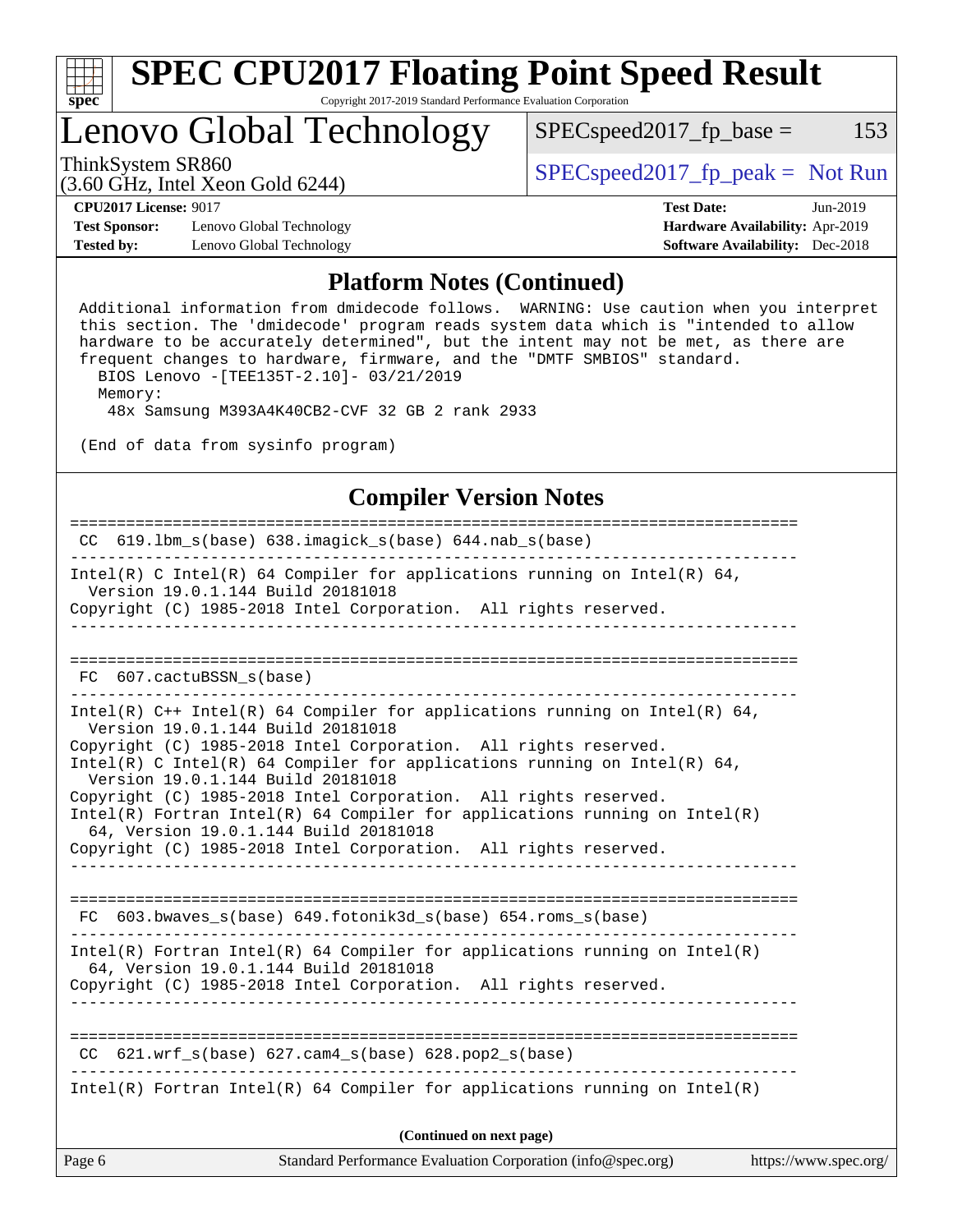## Platform Notes (Continued)

```
Additional information from dmidecode follows.  WARNING: Use caution when you interpret
this section. The 'dmidecode' program reads system data which is "intended to allow
hardware to be accurately determined", but the intent may not be met, as there are
frequent changes to hardware, firmware, and the "DMTF SMBIOS" standard.
  BIOS Lenovo -[TEE135T-2.10]- 03/21/2019
  Memory:
   48x Samsung M393A4K40CB2-CVF 32 GB 2 rank 2933

(End of data from sysinfo program)
```

## Compiler Version Notes

```
==============================================================================
 CC  619.lbm_s(base) 638.imagick_s(base) 644.nab_s(base)
------------------------------------------------------------------------------
Intel(R) C Intel(R) 64 Compiler for applications running on Intel(R) 64,
  Version 19.0.1.144 Build 20181018
Copyright (C) 1985-2018 Intel Corporation.  All rights reserved.
------------------------------------------------------------------------------

==============================================================================
 FC  607.cactuBSSN_s(base)
------------------------------------------------------------------------------
Intel(R) C++ Intel(R) 64 Compiler for applications running on Intel(R) 64,
  Version 19.0.1.144 Build 20181018
Copyright (C) 1985-2018 Intel Corporation.  All rights reserved.
Intel(R) C Intel(R) 64 Compiler for applications running on Intel(R) 64,
  Version 19.0.1.144 Build 20181018
Copyright (C) 1985-2018 Intel Corporation.  All rights reserved.
Intel(R) Fortran Intel(R) 64 Compiler for applications running on Intel(R)
  64, Version 19.0.1.144 Build 20181018
Copyright (C) 1985-2018 Intel Corporation.  All rights reserved.
------------------------------------------------------------------------------

==============================================================================
 FC  603.bwaves_s(base) 649.fotonik3d_s(base) 654.roms_s(base)
------------------------------------------------------------------------------
Intel(R) Fortran Intel(R) 64 Compiler for applications running on Intel(R)
  64, Version 19.0.1.144 Build 20181018
Copyright (C) 1985-2018 Intel Corporation.  All rights reserved.
------------------------------------------------------------------------------

==============================================================================
 CC  621.wrf_s(base) 627.cam4_s(base) 628.pop2_s(base)
------------------------------------------------------------------------------
Intel(R) Fortran Intel(R) 64 Compiler for applications running on Intel(R)
```

**(Continued on next page)**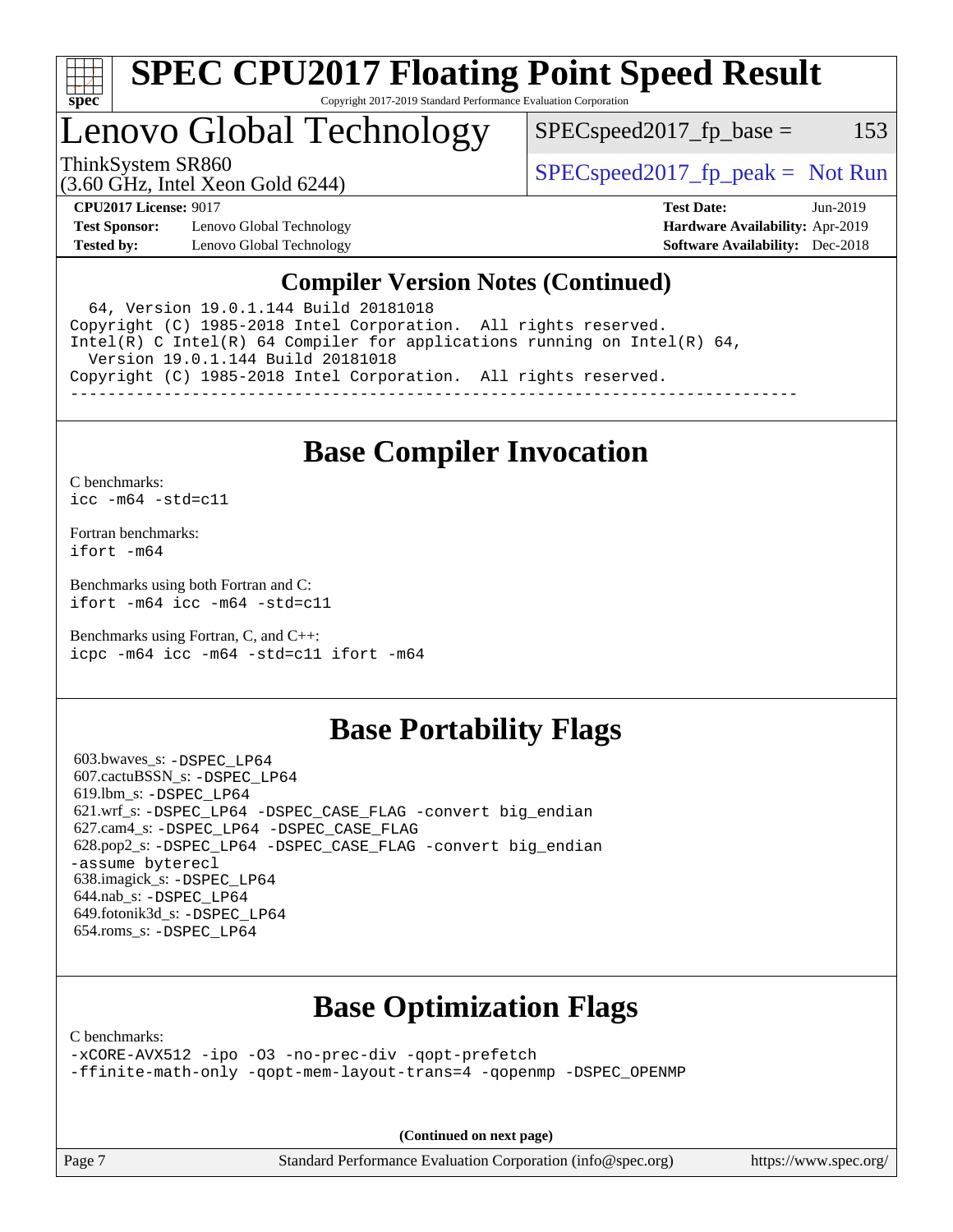## Compiler Version Notes (Continued)

```
  64, Version 19.0.1.144 Build 20181018
Copyright (C) 1985-2018 Intel Corporation.  All rights reserved.
Intel(R) C Intel(R) 64 Compiler for applications running on Intel(R) 64,
  Version 19.0.1.144 Build 20181018
Copyright (C) 1985-2018 Intel Corporation.  All rights reserved.
------------------------------------------------------------------------------
```

## Base Compiler Invocation

C benchmarks:
`icc -m64 -std=c11`

Fortran benchmarks:
`ifort -m64`

Benchmarks using both Fortran and C:
`ifort -m64 icc -m64 -std=c11`

Benchmarks using Fortran, C, and C++:
`icpc -m64 icc -m64 -std=c11 ifort -m64`

## Base Portability Flags

603.bwaves_s: `-DSPEC_LP64`
607.cactuBSSN_s: `-DSPEC_LP64`
619.lbm_s: `-DSPEC_LP64`
621.wrf_s: `-DSPEC_LP64 -DSPEC_CASE_FLAG -convert big_endian`
627.cam4_s: `-DSPEC_LP64 -DSPEC_CASE_FLAG`
628.pop2_s: `-DSPEC_LP64 -DSPEC_CASE_FLAG -convert big_endian -assume byterecl`
638.imagick_s: `-DSPEC_LP64`
644.nab_s: `-DSPEC_LP64`
649.fotonik3d_s: `-DSPEC_LP64`
654.roms_s: `-DSPEC_LP64`

## Base Optimization Flags

C benchmarks:
`-xCORE-AVX512 -ipo -O3 -no-prec-div -qopt-prefetch -ffinite-math-only -qopt-mem-layout-trans=4 -qopenmp -DSPEC_OPENMP`

**(Continued on next page)**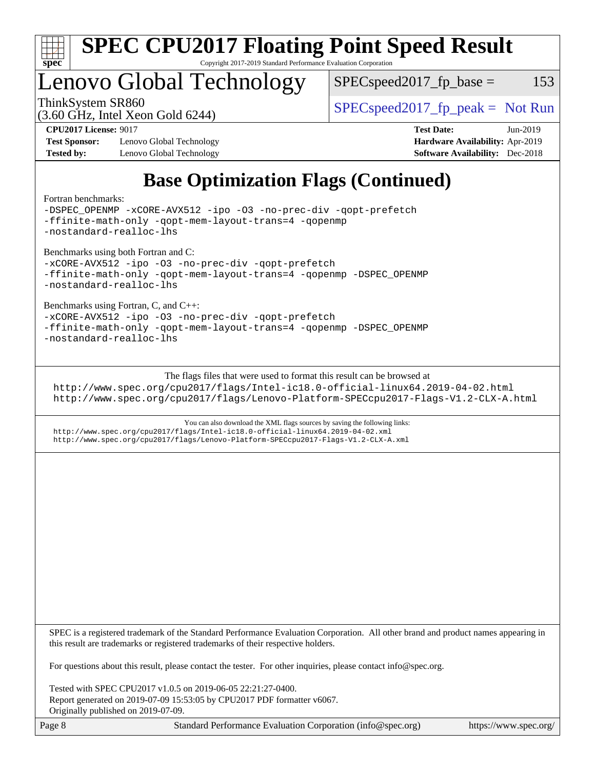# SPEC CPU2017 Floating Point Speed Result

Copyright 2017-2019 Standard Performance Evaluation Corporation

## Lenovo Global Technology

ThinkSystem SR860
(3.60 GHz, Intel Xeon Gold 6244)

SPECspeed2017_fp_base = 153

SPECspeed2017_fp_peak = Not Run

**CPU2017 License:** 9017
**Test Sponsor:** Lenovo Global Technology
**Tested by:** Lenovo Global Technology

**Test Date:** Jun-2019
**Hardware Availability:** Apr-2019
**Software Availability:** Dec-2018

## Base Optimization Flags (Continued)

Fortran benchmarks:

```
-DSPEC_OPENMP -xCORE-AVX512 -ipo -O3 -no-prec-div -qopt-prefetch
-ffinite-math-only -qopt-mem-layout-trans=4 -qopenmp
-nostandard-realloc-lhs
```

Benchmarks using both Fortran and C:

```
-xCORE-AVX512 -ipo -O3 -no-prec-div -qopt-prefetch
-ffinite-math-only -qopt-mem-layout-trans=4 -qopenmp -DSPEC_OPENMP
-nostandard-realloc-lhs
```

Benchmarks using Fortran, C, and C++:

```
-xCORE-AVX512 -ipo -O3 -no-prec-div -qopt-prefetch
-ffinite-math-only -qopt-mem-layout-trans=4 -qopenmp -DSPEC_OPENMP
-nostandard-realloc-lhs
```

The flags files that were used to format this result can be browsed at

http://www.spec.org/cpu2017/flags/Intel-ic18.0-official-linux64.2019-04-02.html
http://www.spec.org/cpu2017/flags/Lenovo-Platform-SPECcpu2017-Flags-V1.2-CLX-A.html

You can also download the XML flags sources by saving the following links:

http://www.spec.org/cpu2017/flags/Intel-ic18.0-official-linux64.2019-04-02.xml
http://www.spec.org/cpu2017/flags/Lenovo-Platform-SPECcpu2017-Flags-V1.2-CLX-A.xml

SPEC is a registered trademark of the Standard Performance Evaluation Corporation. All other brand and product names appearing in this result are trademarks or registered trademarks of their respective holders.

For questions about this result, please contact the tester. For other inquiries, please contact info@spec.org.

Tested with SPEC CPU2017 v1.0.5 on 2019-06-05 22:21:27-0400.
Report generated on 2019-07-09 15:53:05 by CPU2017 PDF formatter v6067.
Originally published on 2019-07-09.